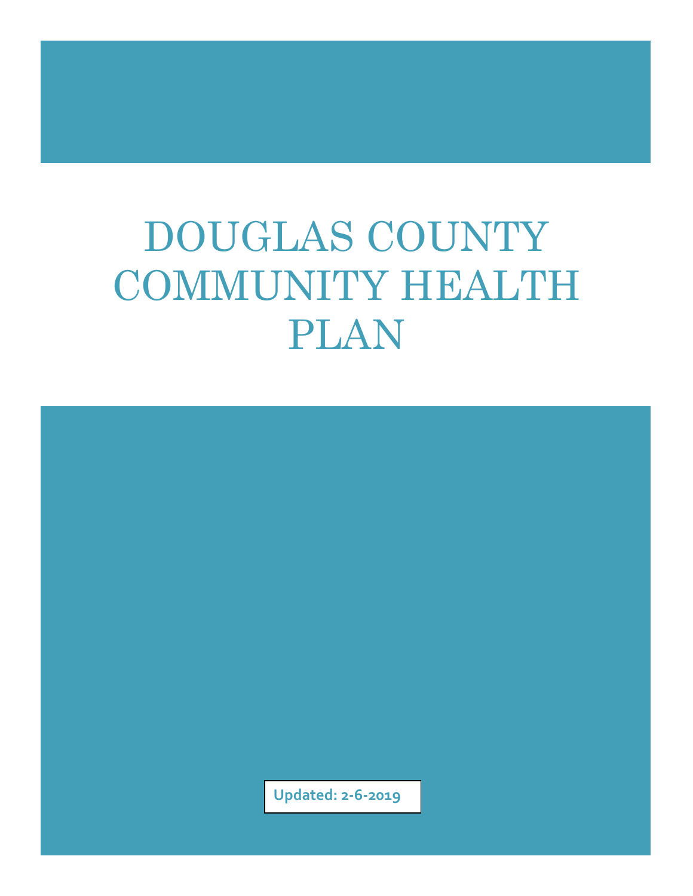# DOUGLAS COUNTY COMMUNITY HEALTH PLAN

**Updated: 2-6-2019**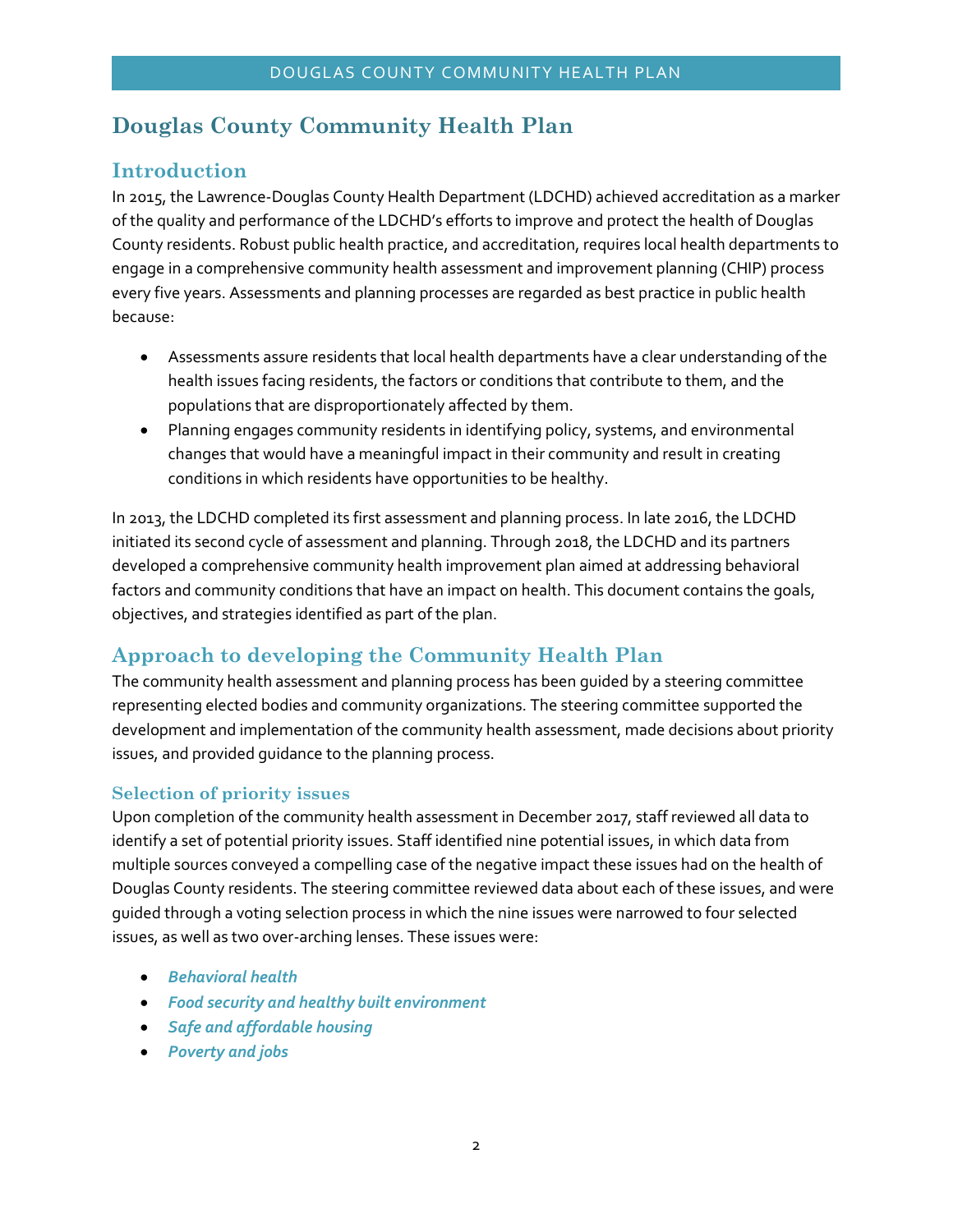# Douglas County Community Health Plan

## Introduction

In 2015, the Lawrence-Douglas County Health Department (LDCHD) achieved accreditation as a marker of the quality and performance of the LDCHD's efforts to improve and protect the health of Douglas County residents. Robust public health practice, and accreditation, requires local health departments to engage in a comprehensive community health assessment and improvement planning (CHIP) process every five years. Assessments and planning processes are regarded as best practice in public health because:

- Assessments assure residents that local health departments have a clear understanding of the health issues facing residents, the factors or conditions that contribute to them, and the populations that are disproportionately affected by them.
- Planning engages community residents in identifying policy, systems, and environmental changes that would have a meaningful impact in their community and result in creating conditions in which residents have opportunities to be healthy.

In 2013, the LDCHD completed its first assessment and planning process. In late 2016, the LDCHD initiated its second cycle of assessment and planning. Through 2018, the LDCHD and its partners developed a comprehensive community health improvement plan aimed at addressing behavioral factors and community conditions that have an impact on health. This document contains the goals, objectives, and strategies identified as part of the plan.

## Approach to developing the Community Health Plan

The community health assessment and planning process has been guided by a steering committee representing elected bodies and community organizations. The steering committee supported the development and implementation of the community health assessment, made decisions about priority issues, and provided guidance to the planning process.

### Selection of priority issues

Upon completion of the community health assessment in December 2017, staff reviewed all data to identify a set of potential priority issues. Staff identified nine potential issues, in which data from multiple sources conveyed a compelling case of the negative impact these issues had on the health of Douglas County residents. The steering committee reviewed data about each of these issues, and were guided through a voting selection process in which the nine issues were narrowed to four selected issues, as well as two over-arching lenses. These issues were:

- ***Behavioral health***
- ***Food security and healthy built environment***
- ***Safe and affordable housing***
- ***Poverty and jobs***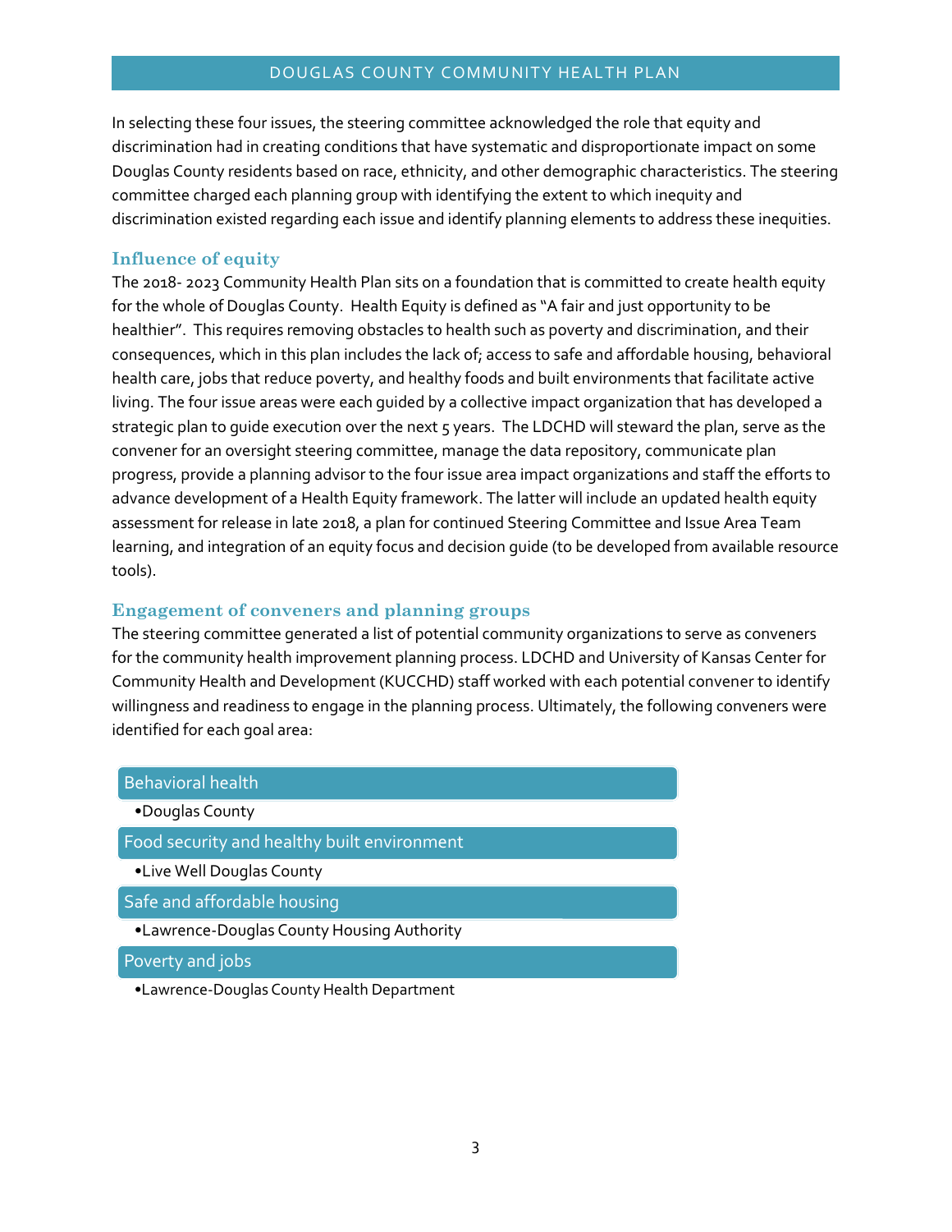In selecting these four issues, the steering committee acknowledged the role that equity and discrimination had in creating conditions that have systematic and disproportionate impact on some Douglas County residents based on race, ethnicity, and other demographic characteristics. The steering committee charged each planning group with identifying the extent to which inequity and discrimination existed regarding each issue and identify planning elements to address these inequities.

### Influence of equity

The 2018- 2023 Community Health Plan sits on a foundation that is committed to create health equity for the whole of Douglas County. Health Equity is defined as "A fair and just opportunity to be healthier". This requires removing obstacles to health such as poverty and discrimination, and their consequences, which in this plan includes the lack of; access to safe and affordable housing, behavioral health care, jobs that reduce poverty, and healthy foods and built environments that facilitate active living. The four issue areas were each guided by a collective impact organization that has developed a strategic plan to guide execution over the next 5 years. The LDCHD will steward the plan, serve as the convener for an oversight steering committee, manage the data repository, communicate plan progress, provide a planning advisor to the four issue area impact organizations and staff the efforts to advance development of a Health Equity framework. The latter will include an updated health equity assessment for release in late 2018, a plan for continued Steering Committee and Issue Area Team learning, and integration of an equity focus and decision guide (to be developed from available resource tools).

### Engagement of conveners and planning groups

The steering committee generated a list of potential community organizations to serve as conveners for the community health improvement planning process. LDCHD and University of Kansas Center for Community Health and Development (KUCCHD) staff worked with each potential convener to identify willingness and readiness to engage in the planning process. Ultimately, the following conveners were identified for each goal area:

**Behavioral health**

- Douglas County

**Food security and healthy built environment**

- Live Well Douglas County

**Safe and affordable housing**

- Lawrence-Douglas County Housing Authority

**Poverty and jobs**

- Lawrence-Douglas County Health Department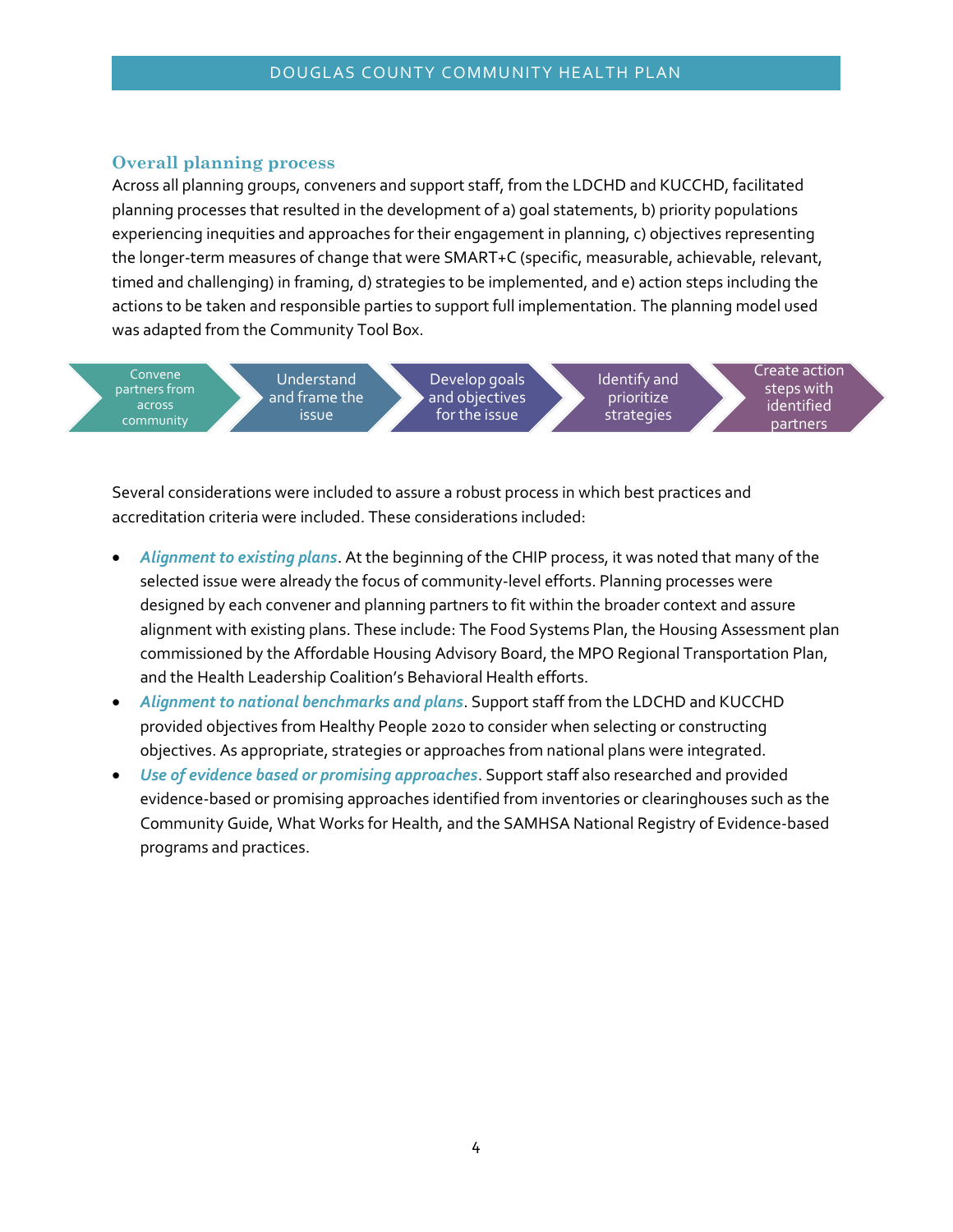### Overall planning process

Across all planning groups, conveners and support staff, from the LDCHD and KUCCHD, facilitated planning processes that resulted in the development of a) goal statements, b) priority populations experiencing inequities and approaches for their engagement in planning, c) objectives representing the longer-term measures of change that were SMART+C (specific, measurable, achievable, relevant, timed and challenging) in framing, d) strategies to be implemented, and e) action steps including the actions to be taken and responsible parties to support full implementation. The planning model used was adapted from the Community Tool Box.

Convene partners from across community → Understand and frame the issue → Develop goals and objectives for the issue → Identify and prioritize strategies → Create action steps with identified partners

Several considerations were included to assure a robust process in which best practices and accreditation criteria were included. These considerations included:

- ***Alignment to existing plans***. At the beginning of the CHIP process, it was noted that many of the selected issue were already the focus of community-level efforts. Planning processes were designed by each convener and planning partners to fit within the broader context and assure alignment with existing plans. These include: The Food Systems Plan, the Housing Assessment plan commissioned by the Affordable Housing Advisory Board, the MPO Regional Transportation Plan, and the Health Leadership Coalition's Behavioral Health efforts.
- ***Alignment to national benchmarks and plans***. Support staff from the LDCHD and KUCCHD provided objectives from Healthy People 2020 to consider when selecting or constructing objectives. As appropriate, strategies or approaches from national plans were integrated.
- ***Use of evidence based or promising approaches***. Support staff also researched and provided evidence-based or promising approaches identified from inventories or clearinghouses such as the Community Guide, What Works for Health, and the SAMHSA National Registry of Evidence-based programs and practices.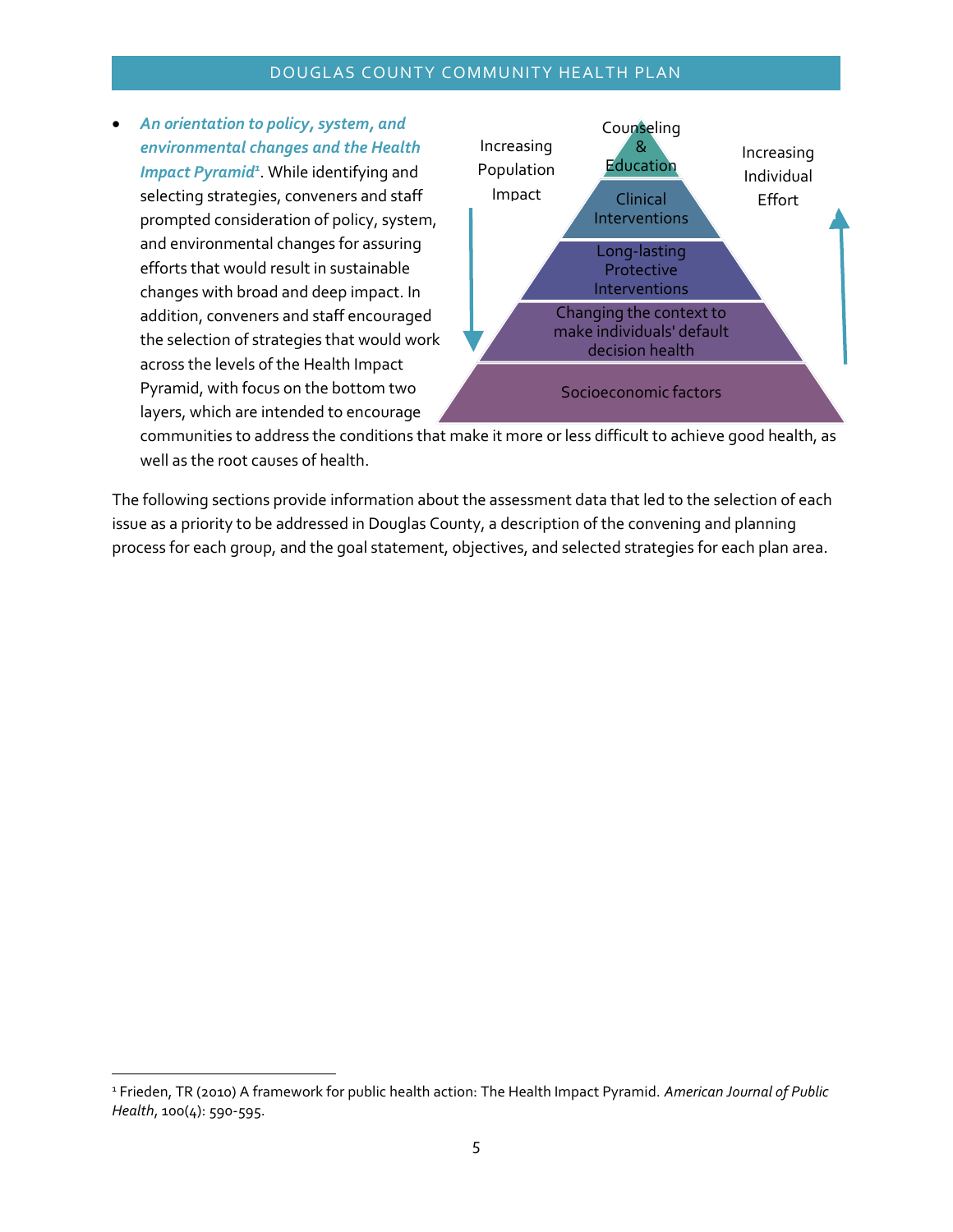- ***An orientation to policy, system, and environmental changes and the Health Impact Pyramid***[1]. While identifying and selecting strategies, conveners and staff prompted consideration of policy, system, and environmental changes for assuring efforts that would result in sustainable changes with broad and deep impact. In addition, conveners and staff encouraged the selection of strategies that would work across the levels of the Health Impact Pyramid, with focus on the bottom two layers, which are intended to encourage communities to address the conditions that make it more or less difficult to achieve good health, as well as the root causes of health.

Increasing Population Impact

Counseling & Education

Clinical Interventions

Long-lasting Protective Interventions

Changing the context to make individuals' default decision health

Socioeconomic factors

Increasing Individual Effort

The following sections provide information about the assessment data that led to the selection of each issue as a priority to be addressed in Douglas County, a description of the convening and planning process for each group, and the goal statement, objectives, and selected strategies for each plan area.

[1] Frieden, TR (2010) A framework for public health action: The Health Impact Pyramid. *American Journal of Public Health*, 100(4): 590-595.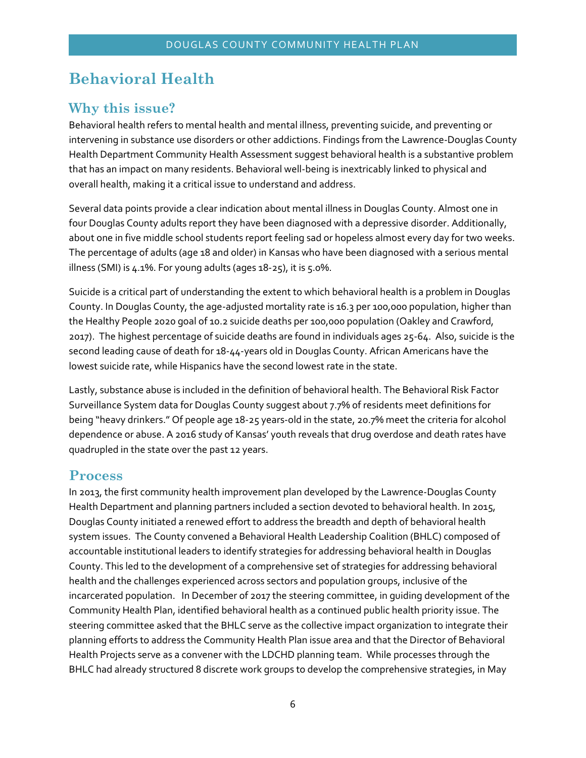# Behavioral Health

## Why this issue?

Behavioral health refers to mental health and mental illness, preventing suicide, and preventing or intervening in substance use disorders or other addictions. Findings from the Lawrence-Douglas County Health Department Community Health Assessment suggest behavioral health is a substantive problem that has an impact on many residents. Behavioral well-being is inextricably linked to physical and overall health, making it a critical issue to understand and address.

Several data points provide a clear indication about mental illness in Douglas County. Almost one in four Douglas County adults report they have been diagnosed with a depressive disorder. Additionally, about one in five middle school students report feeling sad or hopeless almost every day for two weeks. The percentage of adults (age 18 and older) in Kansas who have been diagnosed with a serious mental illness (SMI) is 4.1%. For young adults (ages 18-25), it is 5.0%.

Suicide is a critical part of understanding the extent to which behavioral health is a problem in Douglas County. In Douglas County, the age-adjusted mortality rate is 16.3 per 100,000 population, higher than the Healthy People 2020 goal of 10.2 suicide deaths per 100,000 population (Oakley and Crawford, 2017). The highest percentage of suicide deaths are found in individuals ages 25-64. Also, suicide is the second leading cause of death for 18-44-years old in Douglas County. African Americans have the lowest suicide rate, while Hispanics have the second lowest rate in the state.

Lastly, substance abuse is included in the definition of behavioral health. The Behavioral Risk Factor Surveillance System data for Douglas County suggest about 7.7% of residents meet definitions for being "heavy drinkers." Of people age 18-25 years-old in the state, 20.7% meet the criteria for alcohol dependence or abuse. A 2016 study of Kansas' youth reveals that drug overdose and death rates have quadrupled in the state over the past 12 years.

## Process

In 2013, the first community health improvement plan developed by the Lawrence-Douglas County Health Department and planning partners included a section devoted to behavioral health. In 2015, Douglas County initiated a renewed effort to address the breadth and depth of behavioral health system issues. The County convened a Behavioral Health Leadership Coalition (BHLC) composed of accountable institutional leaders to identify strategies for addressing behavioral health in Douglas County. This led to the development of a comprehensive set of strategies for addressing behavioral health and the challenges experienced across sectors and population groups, inclusive of the incarcerated population. In December of 2017 the steering committee, in guiding development of the Community Health Plan, identified behavioral health as a continued public health priority issue. The steering committee asked that the BHLC serve as the collective impact organization to integrate their planning efforts to address the Community Health Plan issue area and that the Director of Behavioral Health Projects serve as a convener with the LDCHD planning team. While processes through the BHLC had already structured 8 discrete work groups to develop the comprehensive strategies, in May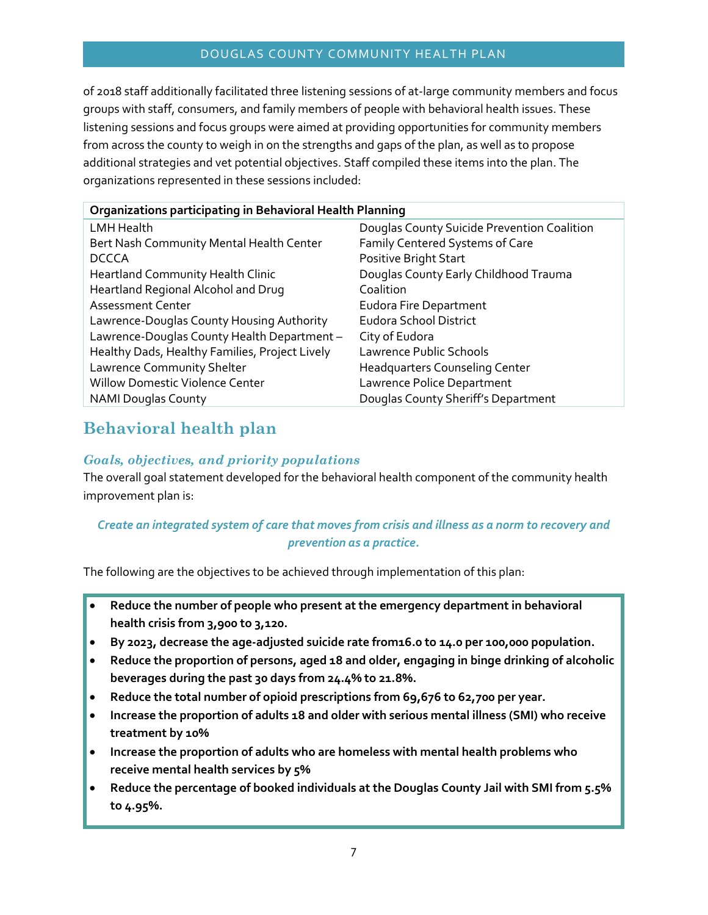of 2018 staff additionally facilitated three listening sessions of at-large community members and focus groups with staff, consumers, and family members of people with behavioral health issues. These listening sessions and focus groups were aimed at providing opportunities for community members from across the county to weigh in on the strengths and gaps of the plan, as well as to propose additional strategies and vet potential objectives. Staff compiled these items into the plan. The organizations represented in these sessions included:

| Organizations participating in Behavioral Health Planning | |
|---|---|
| LMH Health | Douglas County Suicide Prevention Coalition |
| Bert Nash Community Mental Health Center | Family Centered Systems of Care |
| DCCCA | Positive Bright Start |
| Heartland Community Health Clinic | Douglas County Early Childhood Trauma Coalition |
| Heartland Regional Alcohol and Drug Assessment Center | Eudora Fire Department |
| Lawrence-Douglas County Housing Authority | Eudora School District |
| Lawrence-Douglas County Health Department – Healthy Dads, Healthy Families, Project Lively | City of Eudora |
| Lawrence Community Shelter | Lawrence Public Schools |
| Willow Domestic Violence Center | Headquarters Counseling Center |
| NAMI Douglas County | Lawrence Police Department |
| | Douglas County Sheriff's Department |

## Behavioral health plan

### *Goals, objectives, and priority populations*

The overall goal statement developed for the behavioral health component of the community health improvement plan is:

*Create an integrated system of care that moves from crisis and illness as a norm to recovery and prevention as a practice.*

The following are the objectives to be achieved through implementation of this plan:

- **Reduce the number of people who present at the emergency department in behavioral health crisis from 3,900 to 3,120.**
- **By 2023, decrease the age-adjusted suicide rate from16.0 to 14.0 per 100,000 population.**
- **Reduce the proportion of persons, aged 18 and older, engaging in binge drinking of alcoholic beverages during the past 30 days from 24.4% to 21.8%.**
- **Reduce the total number of opioid prescriptions from 69,676 to 62,700 per year.**
- **Increase the proportion of adults 18 and older with serious mental illness (SMI) who receive treatment by 10%**
- **Increase the proportion of adults who are homeless with mental health problems who receive mental health services by 5%**
- **Reduce the percentage of booked individuals at the Douglas County Jail with SMI from 5.5% to 4.95%.**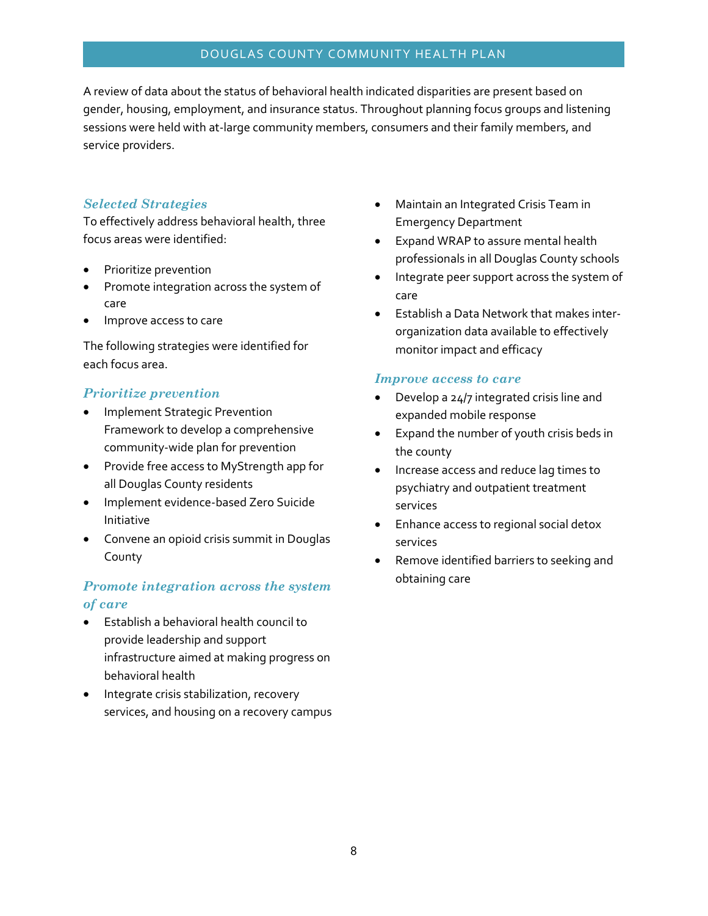A review of data about the status of behavioral health indicated disparities are present based on gender, housing, employment, and insurance status. Throughout planning focus groups and listening sessions were held with at-large community members, consumers and their family members, and service providers.

### *Selected Strategies*

To effectively address behavioral health, three focus areas were identified:

- Prioritize prevention
- Promote integration across the system of care
- Improve access to care

The following strategies were identified for each focus area.

### *Prioritize prevention*

- Implement Strategic Prevention Framework to develop a comprehensive community-wide plan for prevention
- Provide free access to MyStrength app for all Douglas County residents
- Implement evidence-based Zero Suicide Initiative
- Convene an opioid crisis summit in Douglas County

### *Promote integration across the system of care*

- Establish a behavioral health council to provide leadership and support infrastructure aimed at making progress on behavioral health
- Integrate crisis stabilization, recovery services, and housing on a recovery campus
- Maintain an Integrated Crisis Team in Emergency Department
- Expand WRAP to assure mental health professionals in all Douglas County schools
- Integrate peer support across the system of care
- Establish a Data Network that makes inter-organization data available to effectively monitor impact and efficacy

### *Improve access to care*

- Develop a 24/7 integrated crisis line and expanded mobile response
- Expand the number of youth crisis beds in the county
- Increase access and reduce lag times to psychiatry and outpatient treatment services
- Enhance access to regional social detox services
- Remove identified barriers to seeking and obtaining care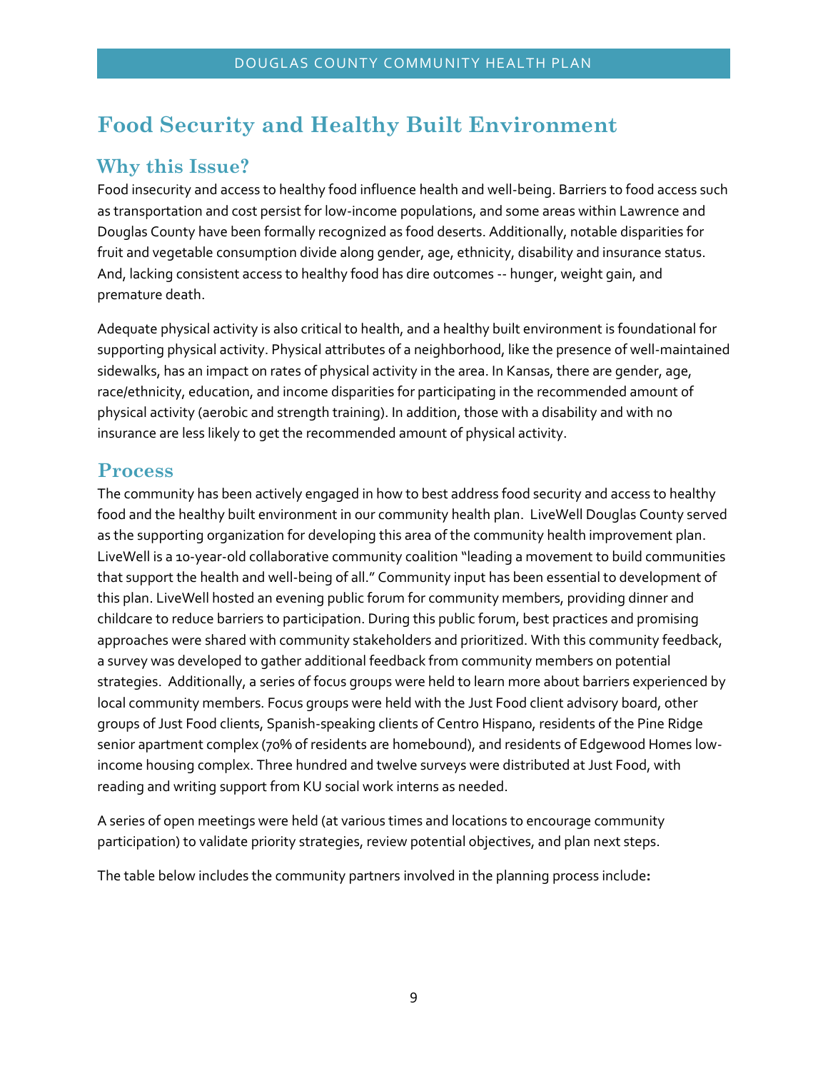# Food Security and Healthy Built Environment

## Why this Issue?

Food insecurity and access to healthy food influence health and well-being. Barriers to food access such as transportation and cost persist for low-income populations, and some areas within Lawrence and Douglas County have been formally recognized as food deserts. Additionally, notable disparities for fruit and vegetable consumption divide along gender, age, ethnicity, disability and insurance status. And, lacking consistent access to healthy food has dire outcomes -- hunger, weight gain, and premature death.

Adequate physical activity is also critical to health, and a healthy built environment is foundational for supporting physical activity. Physical attributes of a neighborhood, like the presence of well-maintained sidewalks, has an impact on rates of physical activity in the area. In Kansas, there are gender, age, race/ethnicity, education, and income disparities for participating in the recommended amount of physical activity (aerobic and strength training). In addition, those with a disability and with no insurance are less likely to get the recommended amount of physical activity.

## Process

The community has been actively engaged in how to best address food security and access to healthy food and the healthy built environment in our community health plan. LiveWell Douglas County served as the supporting organization for developing this area of the community health improvement plan. LiveWell is a 10-year-old collaborative community coalition "leading a movement to build communities that support the health and well-being of all." Community input has been essential to development of this plan. LiveWell hosted an evening public forum for community members, providing dinner and childcare to reduce barriers to participation. During this public forum, best practices and promising approaches were shared with community stakeholders and prioritized. With this community feedback, a survey was developed to gather additional feedback from community members on potential strategies. Additionally, a series of focus groups were held to learn more about barriers experienced by local community members. Focus groups were held with the Just Food client advisory board, other groups of Just Food clients, Spanish-speaking clients of Centro Hispano, residents of the Pine Ridge senior apartment complex (70% of residents are homebound), and residents of Edgewood Homes low-income housing complex. Three hundred and twelve surveys were distributed at Just Food, with reading and writing support from KU social work interns as needed.

A series of open meetings were held (at various times and locations to encourage community participation) to validate priority strategies, review potential objectives, and plan next steps.

The table below includes the community partners involved in the planning process include**:**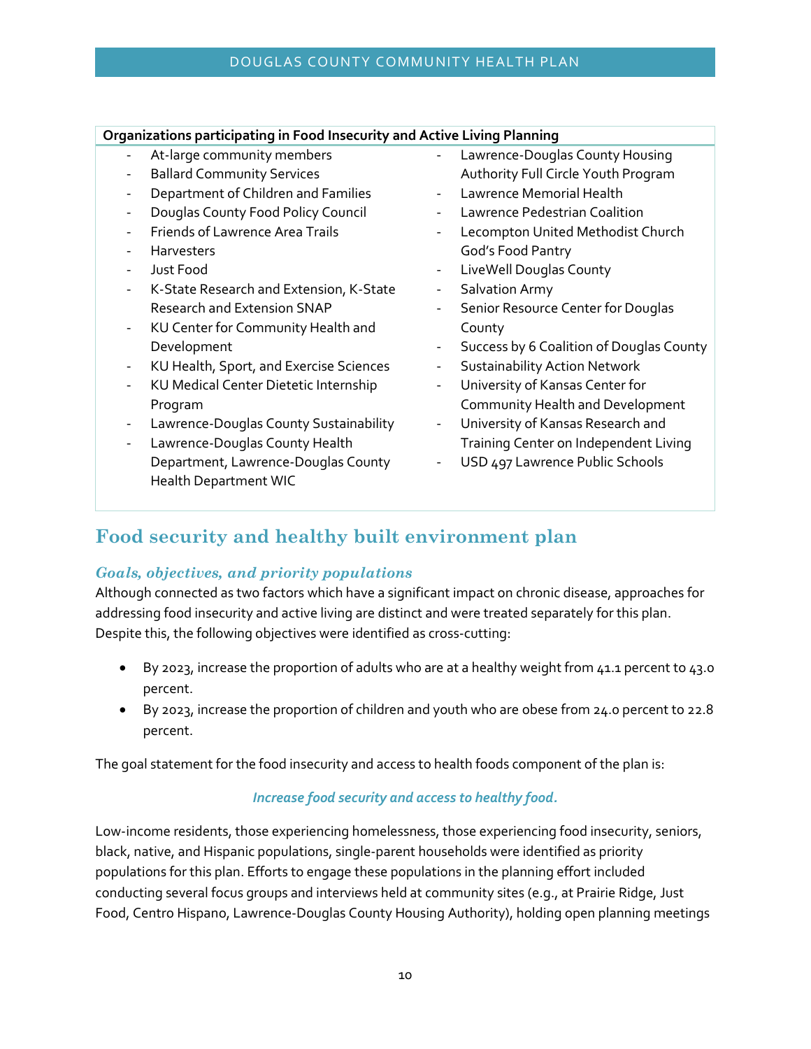**Organizations participating in Food Insecurity and Active Living Planning**

- At-large community members
- Ballard Community Services
- Department of Children and Families
- Douglas County Food Policy Council
- Friends of Lawrence Area Trails
- Harvesters
- Just Food
- K-State Research and Extension, K-State Research and Extension SNAP
- KU Center for Community Health and Development
- KU Health, Sport, and Exercise Sciences
- KU Medical Center Dietetic Internship Program
- Lawrence-Douglas County Sustainability
- Lawrence-Douglas County Health Department, Lawrence-Douglas County Health Department WIC
- Lawrence-Douglas County Housing Authority Full Circle Youth Program
- Lawrence Memorial Health
- Lawrence Pedestrian Coalition
- Lecompton United Methodist Church God's Food Pantry
- LiveWell Douglas County
- Salvation Army
- Senior Resource Center for Douglas County
- Success by 6 Coalition of Douglas County
- Sustainability Action Network
- University of Kansas Center for Community Health and Development
- University of Kansas Research and Training Center on Independent Living
- USD 497 Lawrence Public Schools

## Food security and healthy built environment plan

### *Goals, objectives, and priority populations*

Although connected as two factors which have a significant impact on chronic disease, approaches for addressing food insecurity and active living are distinct and were treated separately for this plan. Despite this, the following objectives were identified as cross-cutting:

- By 2023, increase the proportion of adults who are at a healthy weight from 41.1 percent to 43.0 percent.
- By 2023, increase the proportion of children and youth who are obese from 24.0 percent to 22.8 percent.

The goal statement for the food insecurity and access to health foods component of the plan is:

*Increase food security and access to healthy food.*

Low-income residents, those experiencing homelessness, those experiencing food insecurity, seniors, black, native, and Hispanic populations, single-parent households were identified as priority populations for this plan. Efforts to engage these populations in the planning effort included conducting several focus groups and interviews held at community sites (e.g., at Prairie Ridge, Just Food, Centro Hispano, Lawrence-Douglas County Housing Authority), holding open planning meetings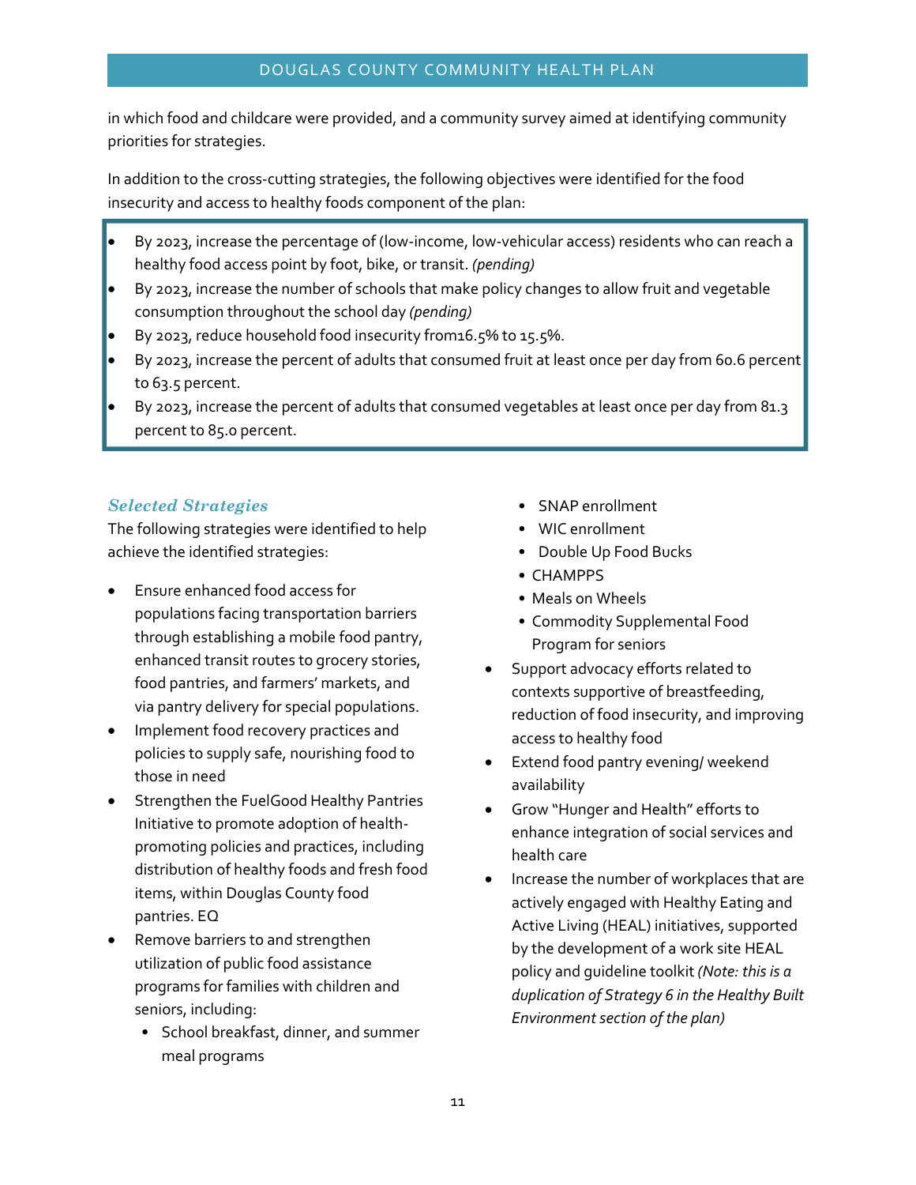in which food and childcare were provided, and a community survey aimed at identifying community priorities for strategies.

In addition to the cross-cutting strategies, the following objectives were identified for the food insecurity and access to healthy foods component of the plan:

- By 2023, increase the percentage of (low-income, low-vehicular access) residents who can reach a healthy food access point by foot, bike, or transit. *(pending)*
- By 2023, increase the number of schools that make policy changes to allow fruit and vegetable consumption throughout the school day *(pending)*
- By 2023, reduce household food insecurity from16.5% to 15.5%.
- By 2023, increase the percent of adults that consumed fruit at least once per day from 60.6 percent to 63.5 percent.
- By 2023, increase the percent of adults that consumed vegetables at least once per day from 81.3 percent to 85.0 percent.

### *Selected Strategies*

The following strategies were identified to help achieve the identified strategies:

- Ensure enhanced food access for populations facing transportation barriers through establishing a mobile food pantry, enhanced transit routes to grocery stories, food pantries, and farmers' markets, and via pantry delivery for special populations.
- Implement food recovery practices and policies to supply safe, nourishing food to those in need
- Strengthen the FuelGood Healthy Pantries Initiative to promote adoption of health-promoting policies and practices, including distribution of healthy foods and fresh food items, within Douglas County food pantries. EQ
- Remove barriers to and strengthen utilization of public food assistance programs for families with children and seniors, including:
    - School breakfast, dinner, and summer meal programs
    - SNAP enrollment
    - WIC enrollment
    - Double Up Food Bucks
    - CHAMPPS
    - Meals on Wheels
    - Commodity Supplemental Food Program for seniors
- Support advocacy efforts related to contexts supportive of breastfeeding, reduction of food insecurity, and improving access to healthy food
- Extend food pantry evening/ weekend availability
- Grow "Hunger and Health" efforts to enhance integration of social services and health care
- Increase the number of workplaces that are actively engaged with Healthy Eating and Active Living (HEAL) initiatives, supported by the development of a work site HEAL policy and guideline toolkit *(Note: this is a duplication of Strategy 6 in the Healthy Built Environment section of the plan)*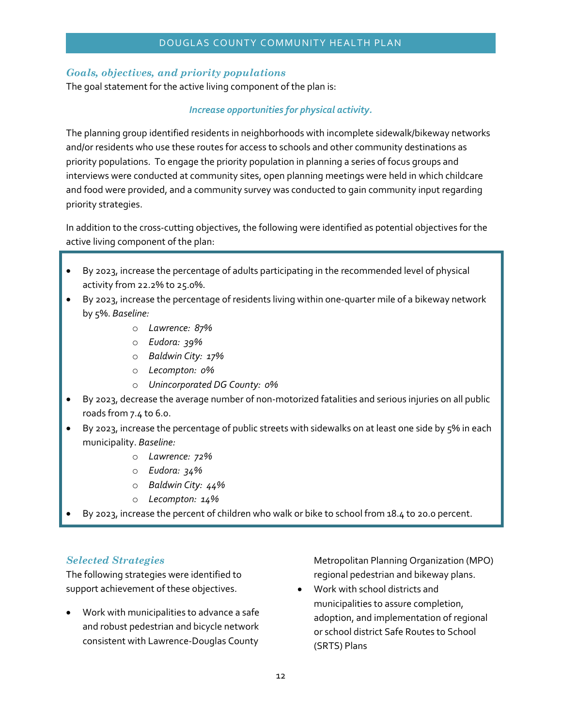### *Goals, objectives, and priority populations*

The goal statement for the active living component of the plan is:

***Increase opportunities for physical activity.***

The planning group identified residents in neighborhoods with incomplete sidewalk/bikeway networks and/or residents who use these routes for access to schools and other community destinations as priority populations. To engage the priority population in planning a series of focus groups and interviews were conducted at community sites, open planning meetings were held in which childcare and food were provided, and a community survey was conducted to gain community input regarding priority strategies.

In addition to the cross-cutting objectives, the following were identified as potential objectives for the active living component of the plan:

- By 2023, increase the percentage of adults participating in the recommended level of physical activity from 22.2% to 25.0%.
- By 2023, increase the percentage of residents living within one-quarter mile of a bikeway network by 5%. *Baseline:*
    - *Lawrence: 87%*
    - *Eudora: 39%*
    - *Baldwin City: 17%*
    - *Lecompton: 0%*
    - *Unincorporated DG County: 0%*
- By 2023, decrease the average number of non-motorized fatalities and serious injuries on all public roads from 7.4 to 6.0.
- By 2023, increase the percentage of public streets with sidewalks on at least one side by 5% in each municipality. *Baseline:*
    - *Lawrence: 72%*
    - *Eudora: 34%*
    - *Baldwin City: 44%*
    - *Lecompton: 14%*
- By 2023, increase the percent of children who walk or bike to school from 18.4 to 20.0 percent.

### *Selected Strategies*

The following strategies were identified to support achievement of these objectives.

- Work with municipalities to advance a safe and robust pedestrian and bicycle network consistent with Lawrence-Douglas County Metropolitan Planning Organization (MPO) regional pedestrian and bikeway plans.
- Work with school districts and municipalities to assure completion, adoption, and implementation of regional or school district Safe Routes to School (SRTS) Plans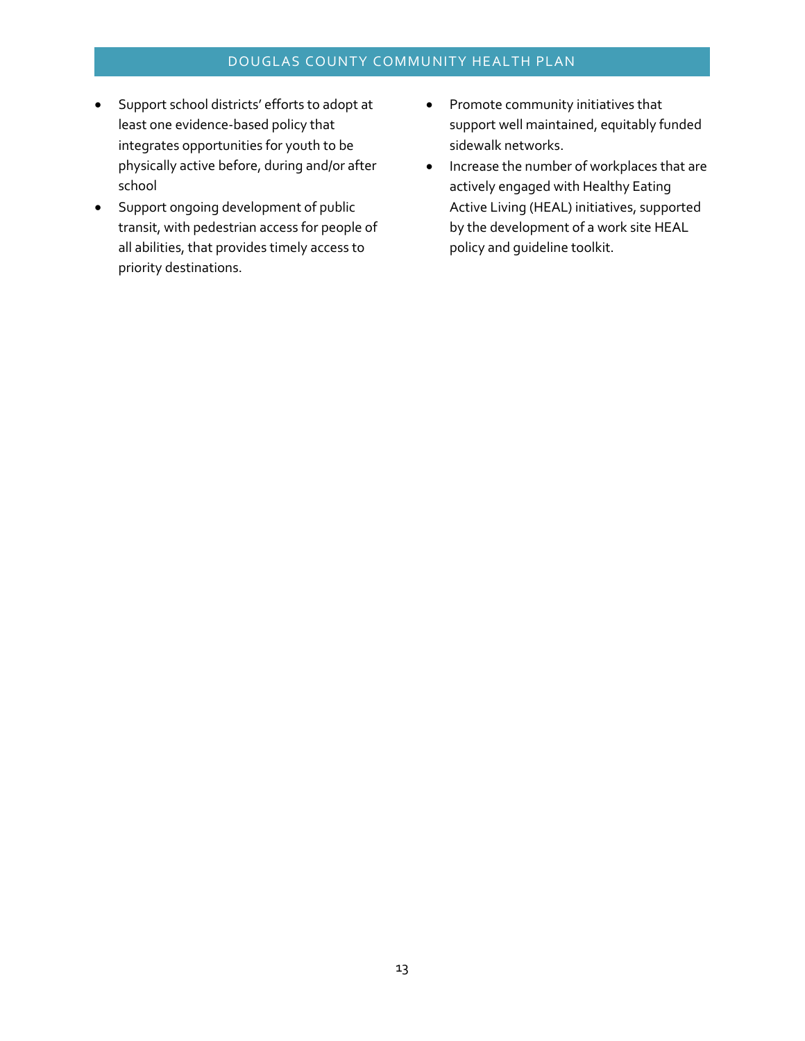- Support school districts' efforts to adopt at least one evidence-based policy that integrates opportunities for youth to be physically active before, during and/or after school
- Support ongoing development of public transit, with pedestrian access for people of all abilities, that provides timely access to priority destinations.
- Promote community initiatives that support well maintained, equitably funded sidewalk networks.
- Increase the number of workplaces that are actively engaged with Healthy Eating Active Living (HEAL) initiatives, supported by the development of a work site HEAL policy and guideline toolkit.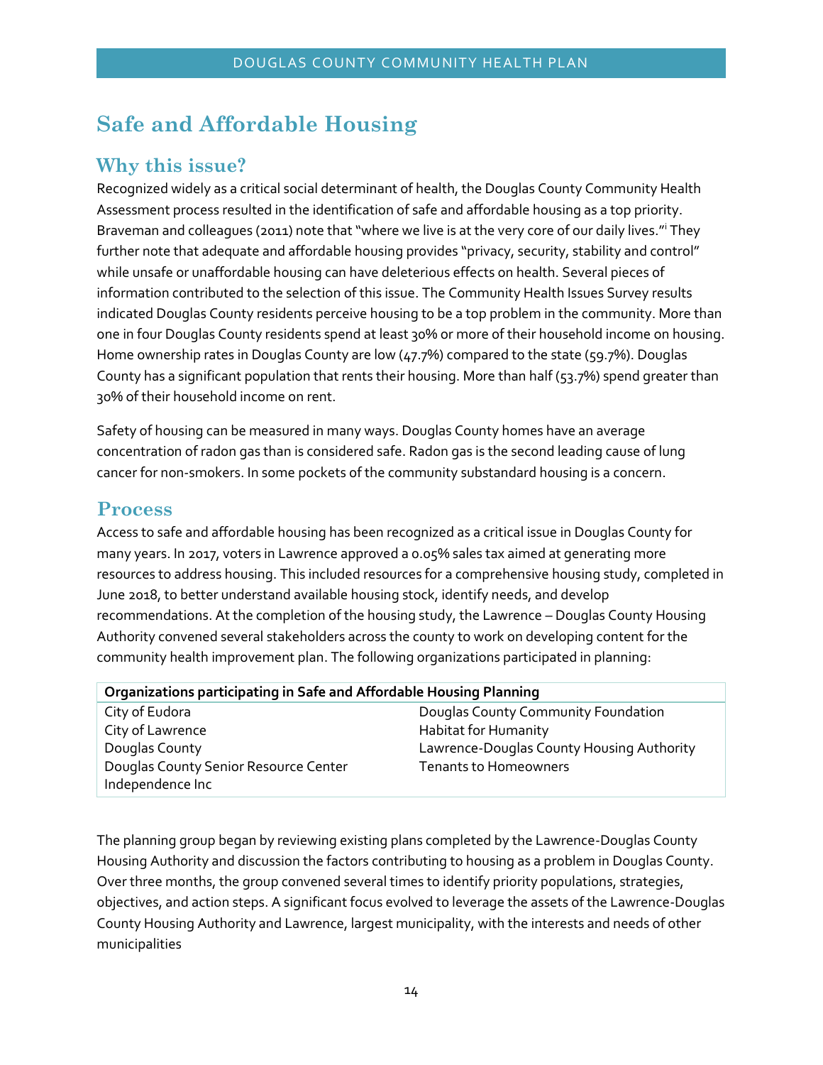# Safe and Affordable Housing

## Why this issue?

Recognized widely as a critical social determinant of health, the Douglas County Community Health Assessment process resulted in the identification of safe and affordable housing as a top priority. Braveman and colleagues (2011) note that "where we live is at the very core of our daily lives."[i] They further note that adequate and affordable housing provides "privacy, security, stability and control" while unsafe or unaffordable housing can have deleterious effects on health. Several pieces of information contributed to the selection of this issue. The Community Health Issues Survey results indicated Douglas County residents perceive housing to be a top problem in the community. More than one in four Douglas County residents spend at least 30% or more of their household income on housing. Home ownership rates in Douglas County are low (47.7%) compared to the state (59.7%). Douglas County has a significant population that rents their housing. More than half (53.7%) spend greater than 30% of their household income on rent.

Safety of housing can be measured in many ways. Douglas County homes have an average concentration of radon gas than is considered safe. Radon gas is the second leading cause of lung cancer for non-smokers. In some pockets of the community substandard housing is a concern.

## Process

Access to safe and affordable housing has been recognized as a critical issue in Douglas County for many years. In 2017, voters in Lawrence approved a 0.05% sales tax aimed at generating more resources to address housing. This included resources for a comprehensive housing study, completed in June 2018, to better understand available housing stock, identify needs, and develop recommendations. At the completion of the housing study, the Lawrence – Douglas County Housing Authority convened several stakeholders across the county to work on developing content for the community health improvement plan. The following organizations participated in planning:

| Organizations participating in Safe and Affordable Housing Planning | |
|---|---|
| City of Eudora | Douglas County Community Foundation |
| City of Lawrence | Habitat for Humanity |
| Douglas County | Lawrence-Douglas County Housing Authority |
| Douglas County Senior Resource Center | Tenants to Homeowners |
| Independence Inc | |

The planning group began by reviewing existing plans completed by the Lawrence-Douglas County Housing Authority and discussion the factors contributing to housing as a problem in Douglas County. Over three months, the group convened several times to identify priority populations, strategies, objectives, and action steps. A significant focus evolved to leverage the assets of the Lawrence-Douglas County Housing Authority and Lawrence, largest municipality, with the interests and needs of other municipalities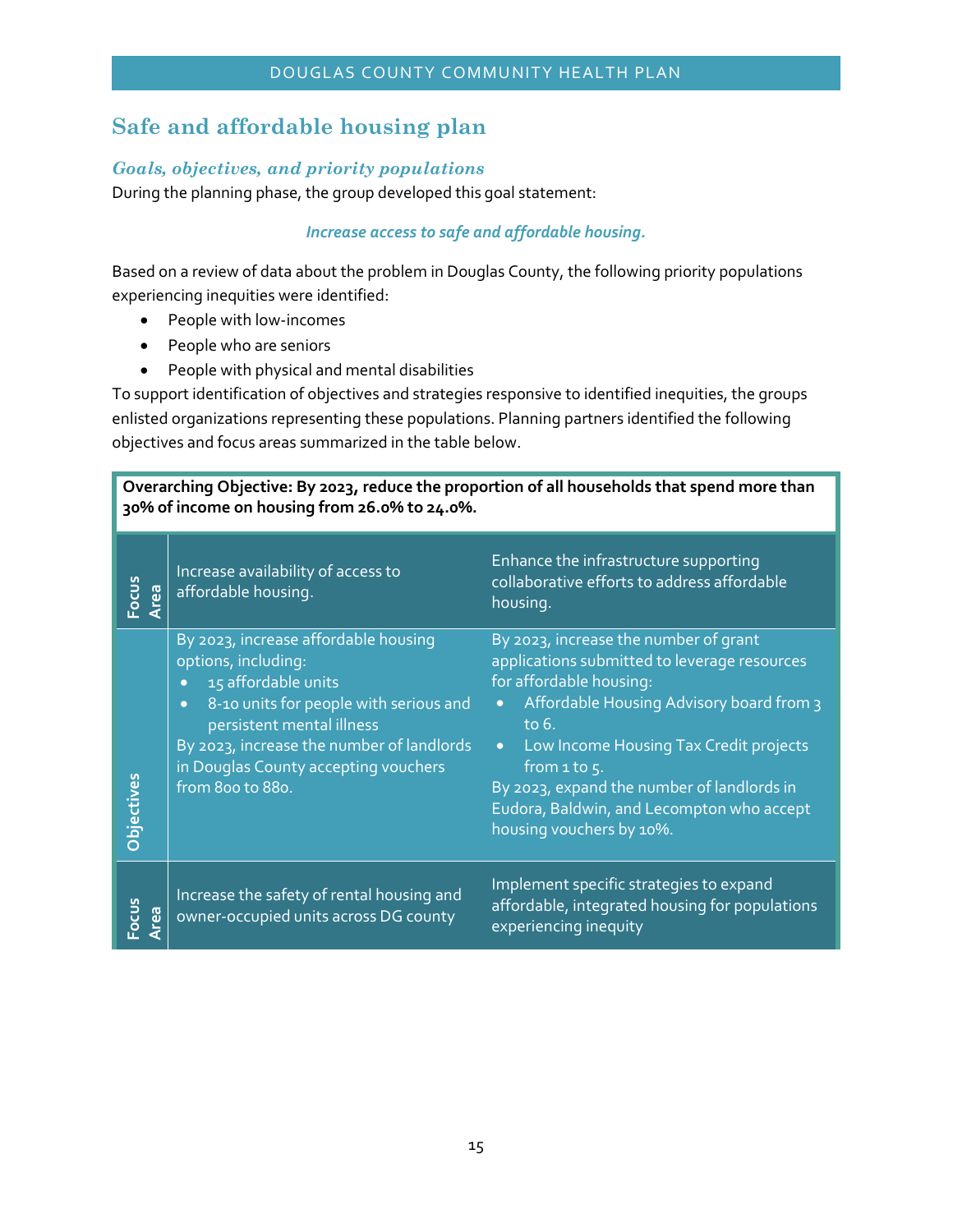## Safe and affordable housing plan

### *Goals, objectives, and priority populations*

During the planning phase, the group developed this goal statement:

***Increase access to safe and affordable housing.***

Based on a review of data about the problem in Douglas County, the following priority populations experiencing inequities were identified:

- People with low-incomes
- People who are seniors
- People with physical and mental disabilities

To support identification of objectives and strategies responsive to identified inequities, the groups enlisted organizations representing these populations. Planning partners identified the following objectives and focus areas summarized in the table below.

| **Overarching Objective: By 2023, reduce the proportion of all households that spend more than 30% of income on housing from 26.0% to 24.0%.** | | |
|---|---|---|
| **Focus Area** | Increase availability of access to affordable housing. | Enhance the infrastructure supporting collaborative efforts to address affordable housing. |
| **Objectives** | By 2023, increase affordable housing options, including:<br>• 15 affordable units<br>• 8-10 units for people with serious and persistent mental illness<br>By 2023, increase the number of landlords in Douglas County accepting vouchers from 800 to 880. | By 2023, increase the number of grant applications submitted to leverage resources for affordable housing:<br>• Affordable Housing Advisory board from 3 to 6.<br>• Low Income Housing Tax Credit projects from 1 to 5.<br>By 2023, expand the number of landlords in Eudora, Baldwin, and Lecompton who accept housing vouchers by 10%. |
| **Focus Area** | Increase the safety of rental housing and owner-occupied units across DG county | Implement specific strategies to expand affordable, integrated housing for populations experiencing inequity |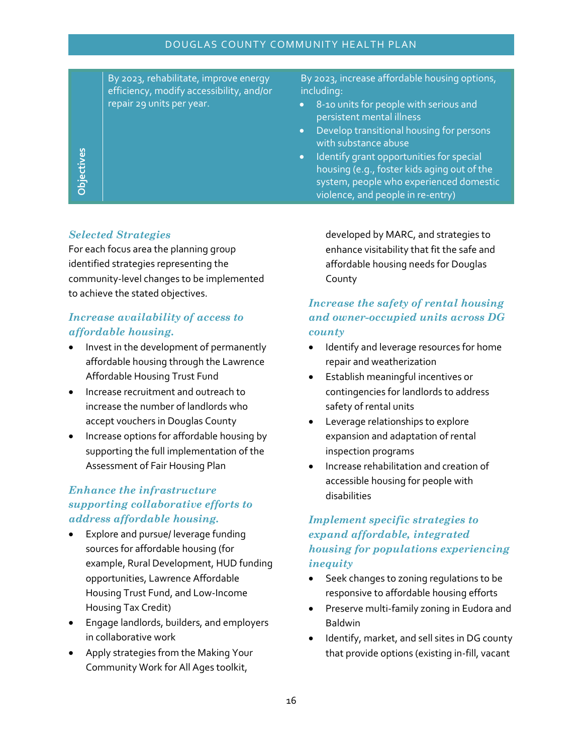| Objectives | By 2023, rehabilitate, improve energy efficiency, modify accessibility, and/or repair 29 units per year. | By 2023, increase affordable housing options, including:<br>• 8-10 units for people with serious and persistent mental illness<br>• Develop transitional housing for persons with substance abuse<br>• Identify grant opportunities for special housing (e.g., foster kids aging out of the system, people who experienced domestic violence, and people in re-entry) |
|---|---|---|

### *Selected Strategies*

For each focus area the planning group identified strategies representing the community-level changes to be implemented to achieve the stated objectives.

### *Increase availability of access to affordable housing.*

- Invest in the development of permanently affordable housing through the Lawrence Affordable Housing Trust Fund
- Increase recruitment and outreach to increase the number of landlords who accept vouchers in Douglas County
- Increase options for affordable housing by supporting the full implementation of the Assessment of Fair Housing Plan

### *Enhance the infrastructure supporting collaborative efforts to address affordable housing.*

- Explore and pursue/ leverage funding sources for affordable housing (for example, Rural Development, HUD funding opportunities, Lawrence Affordable Housing Trust Fund, and Low-Income Housing Tax Credit)
- Engage landlords, builders, and employers in collaborative work
- Apply strategies from the Making Your Community Work for All Ages toolkit, developed by MARC, and strategies to enhance visitability that fit the safe and affordable housing needs for Douglas County

### *Increase the safety of rental housing and owner-occupied units across DG county*

- Identify and leverage resources for home repair and weatherization
- Establish meaningful incentives or contingencies for landlords to address safety of rental units
- Leverage relationships to explore expansion and adaptation of rental inspection programs
- Increase rehabilitation and creation of accessible housing for people with disabilities

### *Implement specific strategies to expand affordable, integrated housing for populations experiencing inequity*

- Seek changes to zoning regulations to be responsive to affordable housing efforts
- Preserve multi-family zoning in Eudora and Baldwin
- Identify, market, and sell sites in DG county that provide options (existing in-fill, vacant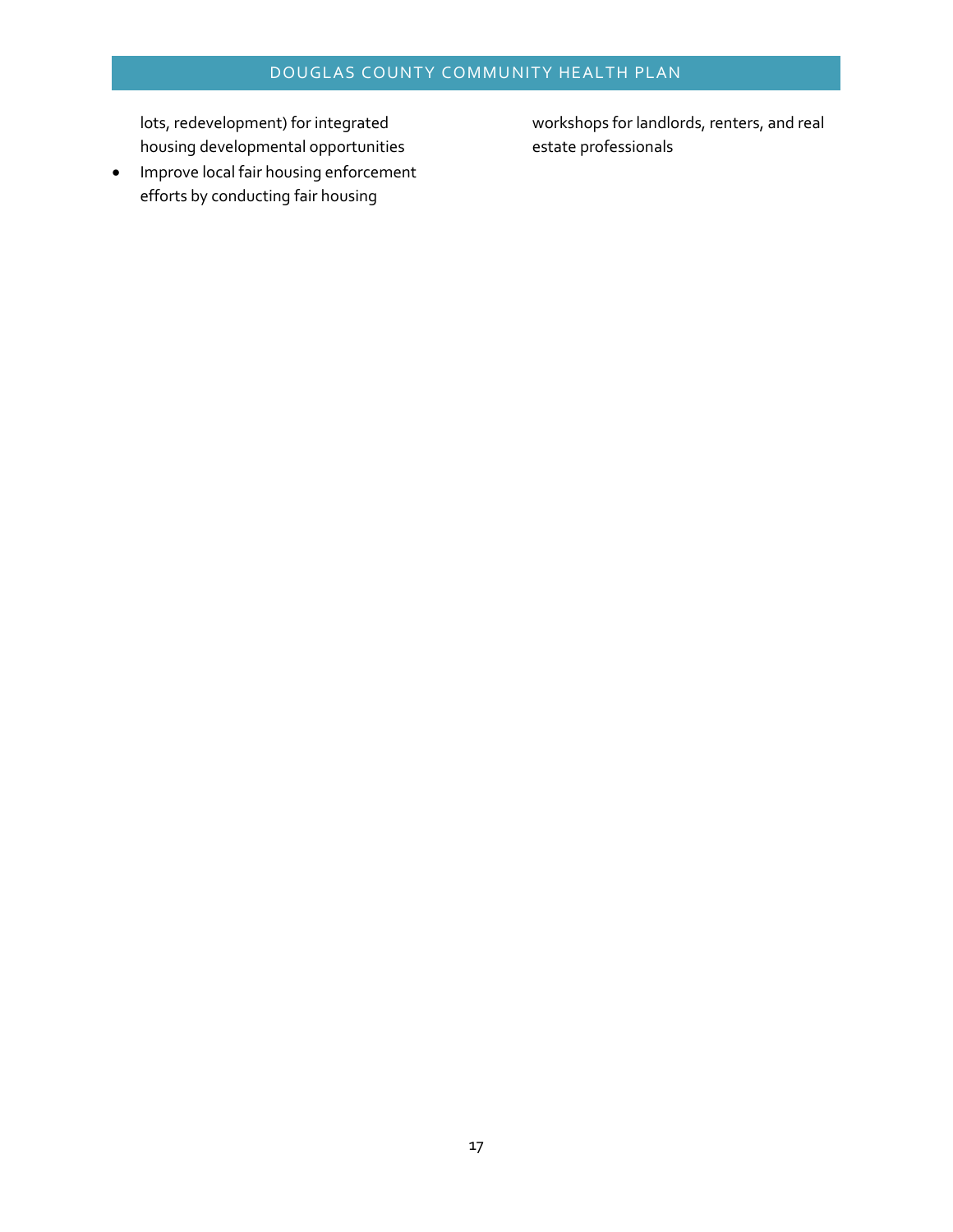lots, redevelopment) for integrated housing developmental opportunities

- Improve local fair housing enforcement efforts by conducting fair housing workshops for landlords, renters, and real estate professionals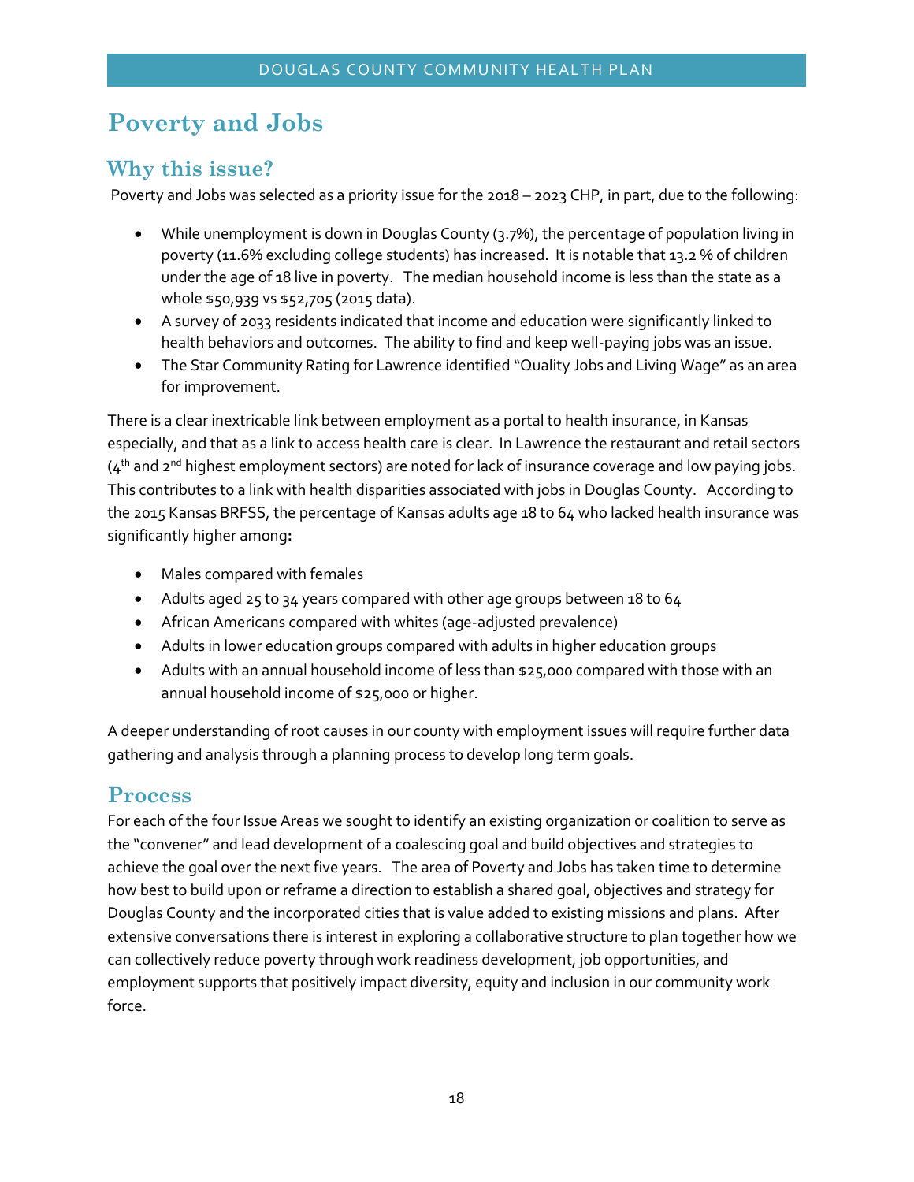# Poverty and Jobs

## Why this issue?

Poverty and Jobs was selected as a priority issue for the 2018 – 2023 CHP, in part, due to the following:

- While unemployment is down in Douglas County (3.7%), the percentage of population living in poverty (11.6% excluding college students) has increased. It is notable that 13.2 % of children under the age of 18 live in poverty. The median household income is less than the state as a whole $50,939 vs $52,705 (2015 data).
- A survey of 2033 residents indicated that income and education were significantly linked to health behaviors and outcomes. The ability to find and keep well-paying jobs was an issue.
- The Star Community Rating for Lawrence identified "Quality Jobs and Living Wage" as an area for improvement.

There is a clear inextricable link between employment as a portal to health insurance, in Kansas especially, and that as a link to access health care is clear. In Lawrence the restaurant and retail sectors (4th and 2nd highest employment sectors) are noted for lack of insurance coverage and low paying jobs. This contributes to a link with health disparities associated with jobs in Douglas County. According to the 2015 Kansas BRFSS, the percentage of Kansas adults age 18 to 64 who lacked health insurance was significantly higher among**:**

- Males compared with females
- Adults aged 25 to 34 years compared with other age groups between 18 to 64
- African Americans compared with whites (age-adjusted prevalence)
- Adults in lower education groups compared with adults in higher education groups
- Adults with an annual household income of less than $25,000 compared with those with an annual household income of $25,000 or higher.

A deeper understanding of root causes in our county with employment issues will require further data gathering and analysis through a planning process to develop long term goals.

## Process

For each of the four Issue Areas we sought to identify an existing organization or coalition to serve as the "convener" and lead development of a coalescing goal and build objectives and strategies to achieve the goal over the next five years. The area of Poverty and Jobs has taken time to determine how best to build upon or reframe a direction to establish a shared goal, objectives and strategy for Douglas County and the incorporated cities that is value added to existing missions and plans. After extensive conversations there is interest in exploring a collaborative structure to plan together how we can collectively reduce poverty through work readiness development, job opportunities, and employment supports that positively impact diversity, equity and inclusion in our community work force.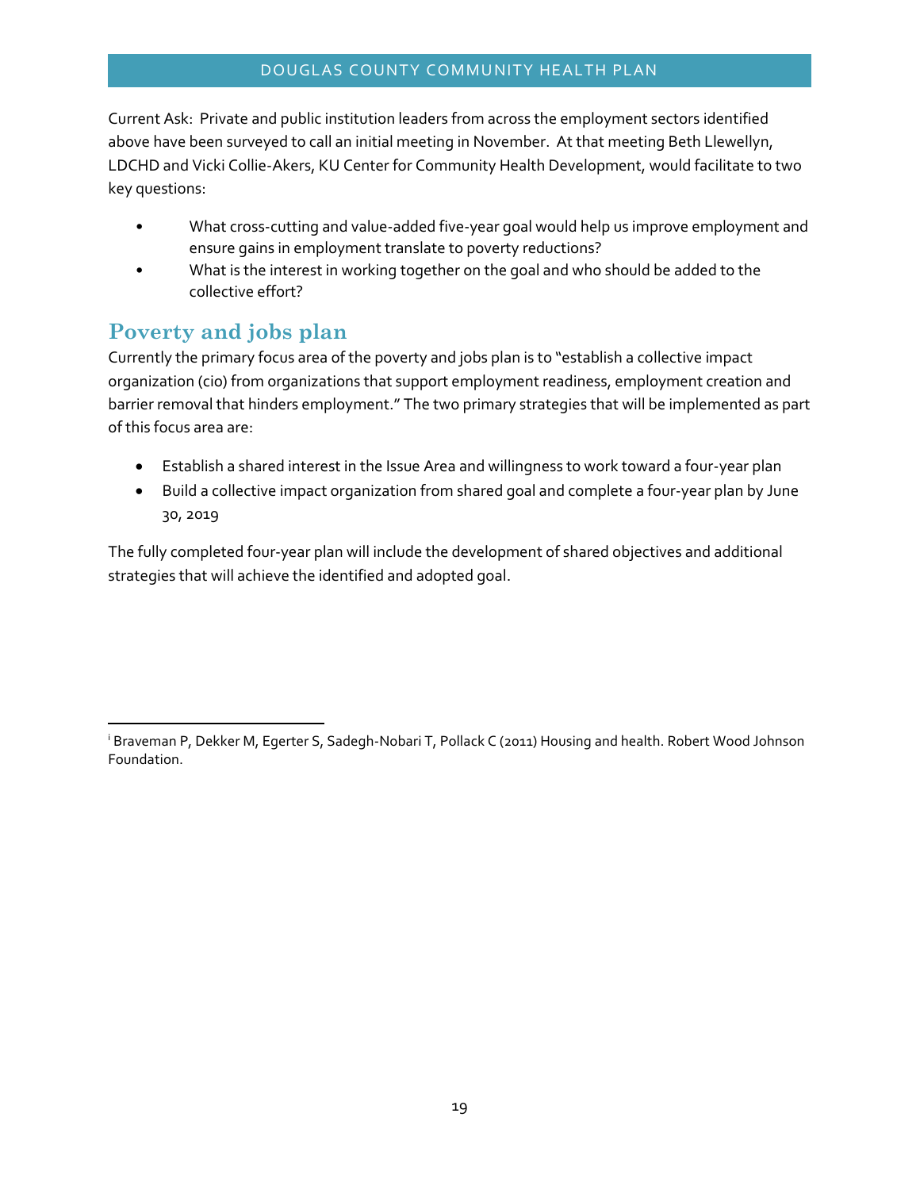Current Ask: Private and public institution leaders from across the employment sectors identified above have been surveyed to call an initial meeting in November. At that meeting Beth Llewellyn, LDCHD and Vicki Collie-Akers, KU Center for Community Health Development, would facilitate to two key questions:

- What cross-cutting and value-added five-year goal would help us improve employment and ensure gains in employment translate to poverty reductions?
- What is the interest in working together on the goal and who should be added to the collective effort?

## Poverty and jobs plan

Currently the primary focus area of the poverty and jobs plan is to "establish a collective impact organization (cio) from organizations that support employment readiness, employment creation and barrier removal that hinders employment." The two primary strategies that will be implemented as part of this focus area are:

- Establish a shared interest in the Issue Area and willingness to work toward a four-year plan
- Build a collective impact organization from shared goal and complete a four-year plan by June 30, 2019

The fully completed four-year plan will include the development of shared objectives and additional strategies that will achieve the identified and adopted goal.

---

[i] Braveman P, Dekker M, Egerter S, Sadegh-Nobari T, Pollack C (2011) Housing and health. Robert Wood Johnson Foundation.